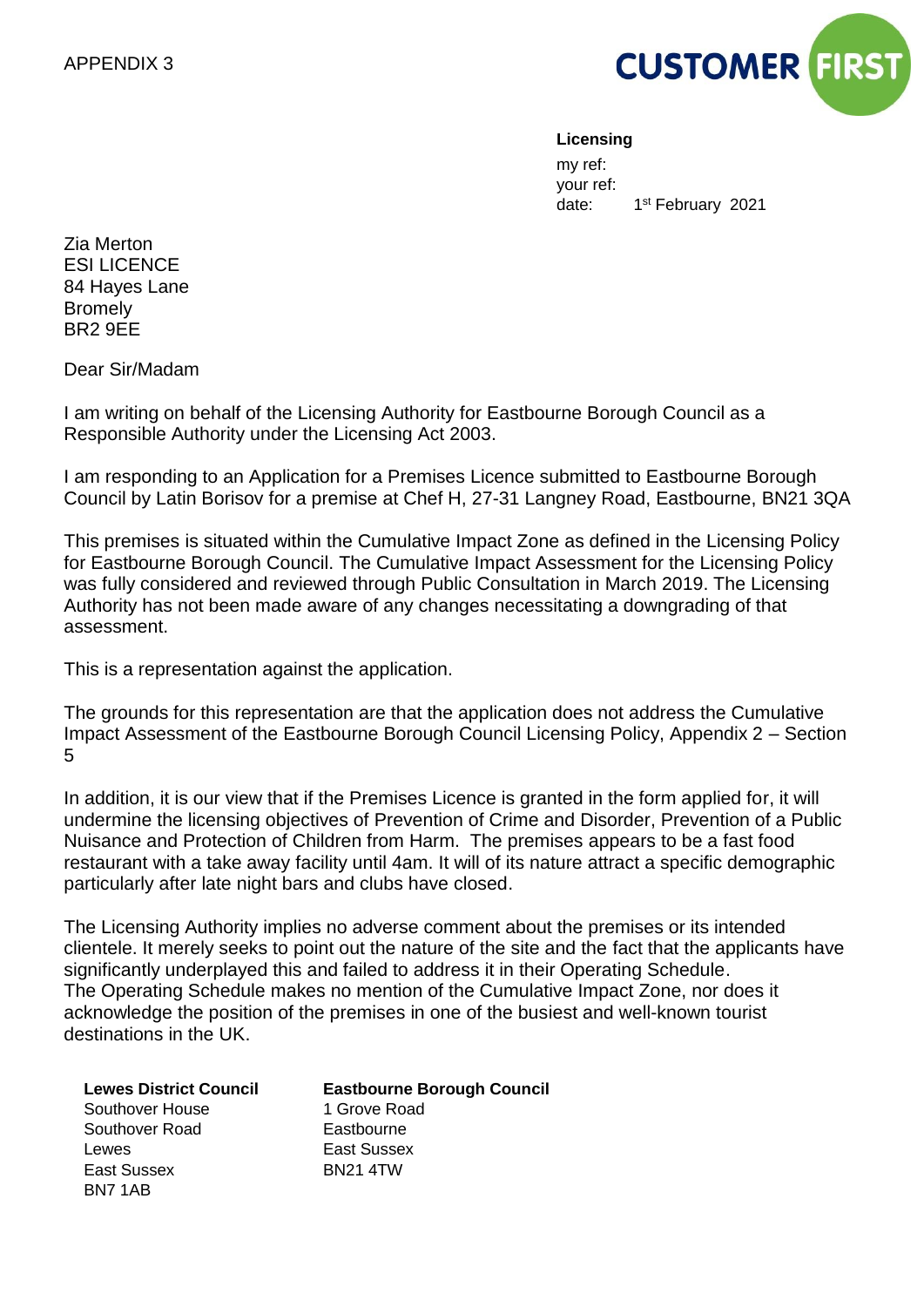APPENDIX 3

CUSTOMER FIRST

**Licensing**

my ref:
your ref:
date: 1st February 2021

Zia Merton
ESI LICENCE
84 Hayes Lane
Bromely
BR2 9EE

Dear Sir/Madam

I am writing on behalf of the Licensing Authority for Eastbourne Borough Council as a Responsible Authority under the Licensing Act 2003.

I am responding to an Application for a Premises Licence submitted to Eastbourne Borough Council by Latin Borisov for a premise at Chef H, 27-31 Langney Road, Eastbourne, BN21 3QA

This premises is situated within the Cumulative Impact Zone as defined in the Licensing Policy for Eastbourne Borough Council. The Cumulative Impact Assessment for the Licensing Policy was fully considered and reviewed through Public Consultation in March 2019. The Licensing Authority has not been made aware of any changes necessitating a downgrading of that assessment.

This is a representation against the application.

The grounds for this representation are that the application does not address the Cumulative Impact Assessment of the Eastbourne Borough Council Licensing Policy, Appendix 2 – Section 5

In addition, it is our view that if the Premises Licence is granted in the form applied for, it will undermine the licensing objectives of Prevention of Crime and Disorder, Prevention of a Public Nuisance and Protection of Children from Harm. The premises appears to be a fast food restaurant with a take away facility until 4am. It will of its nature attract a specific demographic particularly after late night bars and clubs have closed.

The Licensing Authority implies no adverse comment about the premises or its intended clientele. It merely seeks to point out the nature of the site and the fact that the applicants have significantly underplayed this and failed to address it in their Operating Schedule.
The Operating Schedule makes no mention of the Cumulative Impact Zone, nor does it acknowledge the position of the premises in one of the busiest and well-known tourist destinations in the UK.

**Lewes District Council**
Southover House
Southover Road
Lewes
East Sussex
BN7 1AB

**Eastbourne Borough Council**
1 Grove Road
Eastbourne
East Sussex
BN21 4TW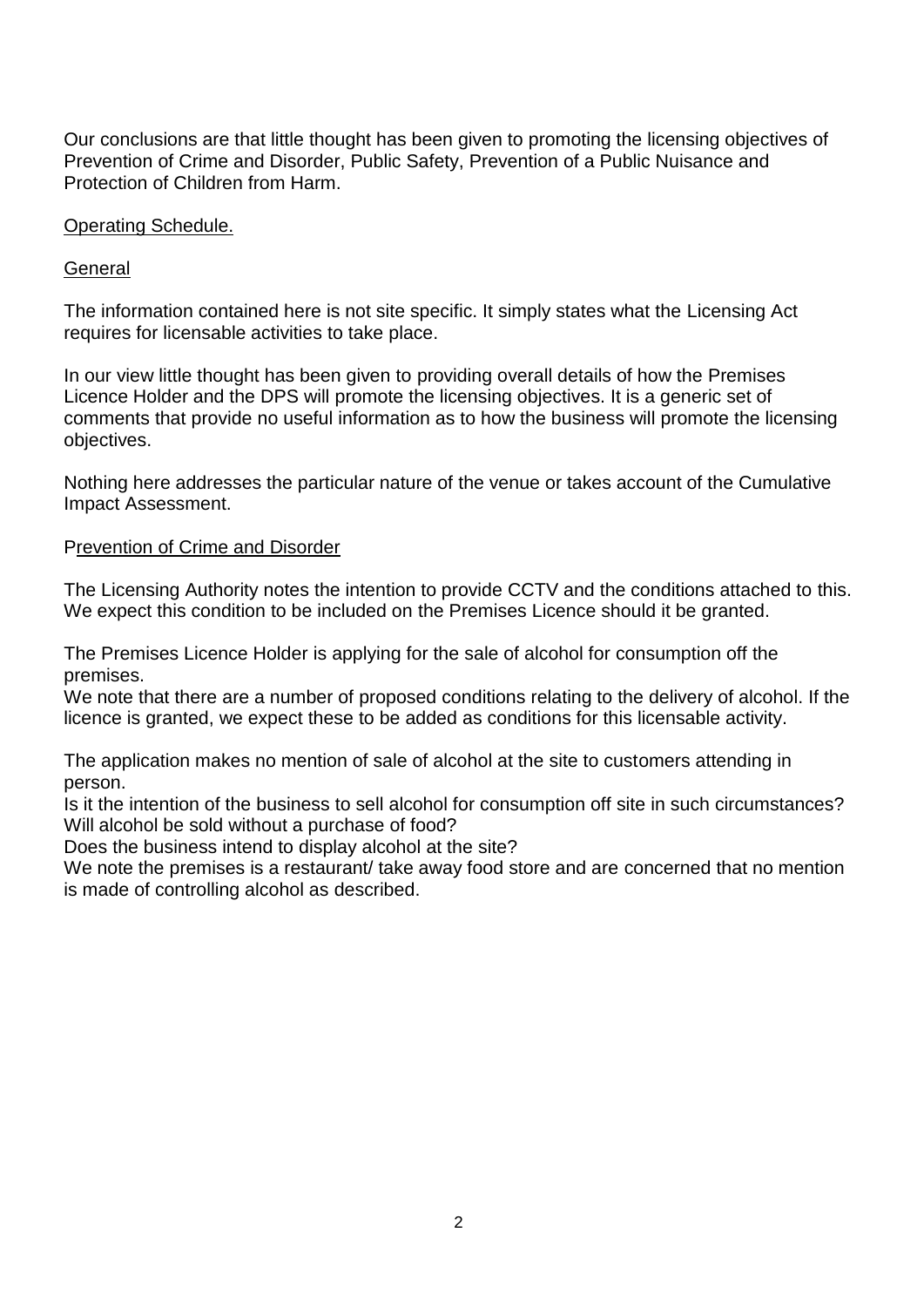Our conclusions are that little thought has been given to promoting the licensing objectives of Prevention of Crime and Disorder, Public Safety, Prevention of a Public Nuisance and Protection of Children from Harm.

<u>Operating Schedule.</u>

<u>General</u>

The information contained here is not site specific. It simply states what the Licensing Act requires for licensable activities to take place.

In our view little thought has been given to providing overall details of how the Premises Licence Holder and the DPS will promote the licensing objectives. It is a generic set of comments that provide no useful information as to how the business will promote the licensing objectives.

Nothing here addresses the particular nature of the venue or takes account of the Cumulative Impact Assessment.

P<u>revention of Crime and Disorder</u>

The Licensing Authority notes the intention to provide CCTV and the conditions attached to this. We expect this condition to be included on the Premises Licence should it be granted.

The Premises Licence Holder is applying for the sale of alcohol for consumption off the premises.
We note that there are a number of proposed conditions relating to the delivery of alcohol. If the licence is granted, we expect these to be added as conditions for this licensable activity.

The application makes no mention of sale of alcohol at the site to customers attending in person.
Is it the intention of the business to sell alcohol for consumption off site in such circumstances?
Will alcohol be sold without a purchase of food?
Does the business intend to display alcohol at the site?
We note the premises is a restaurant/ take away food store and are concerned that no mention is made of controlling alcohol as described.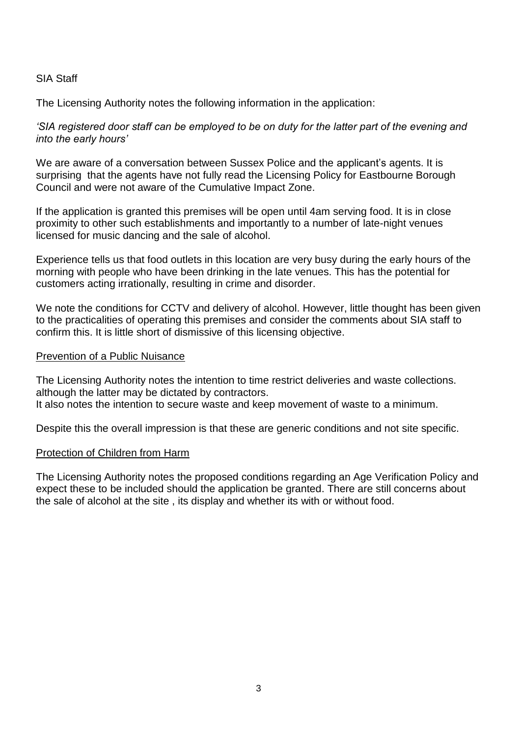SIA Staff

The Licensing Authority notes the following information in the application:

*'SIA registered door staff can be employed to be on duty for the latter part of the evening and into the early hours'*

We are aware of a conversation between Sussex Police and the applicant's agents. It is surprising that the agents have not fully read the Licensing Policy for Eastbourne Borough Council and were not aware of the Cumulative Impact Zone.

If the application is granted this premises will be open until 4am serving food. It is in close proximity to other such establishments and importantly to a number of late-night venues licensed for music dancing and the sale of alcohol.

Experience tells us that food outlets in this location are very busy during the early hours of the morning with people who have been drinking in the late venues. This has the potential for customers acting irrationally, resulting in crime and disorder.

We note the conditions for CCTV and delivery of alcohol. However, little thought has been given to the practicalities of operating this premises and consider the comments about SIA staff to confirm this. It is little short of dismissive of this licensing objective.

<u>Prevention of a Public Nuisance</u>

The Licensing Authority notes the intention to time restrict deliveries and waste collections. although the latter may be dictated by contractors.
It also notes the intention to secure waste and keep movement of waste to a minimum.

Despite this the overall impression is that these are generic conditions and not site specific.

<u>Protection of Children from Harm</u>

The Licensing Authority notes the proposed conditions regarding an Age Verification Policy and expect these to be included should the application be granted. There are still concerns about the sale of alcohol at the site , its display and whether its with or without food.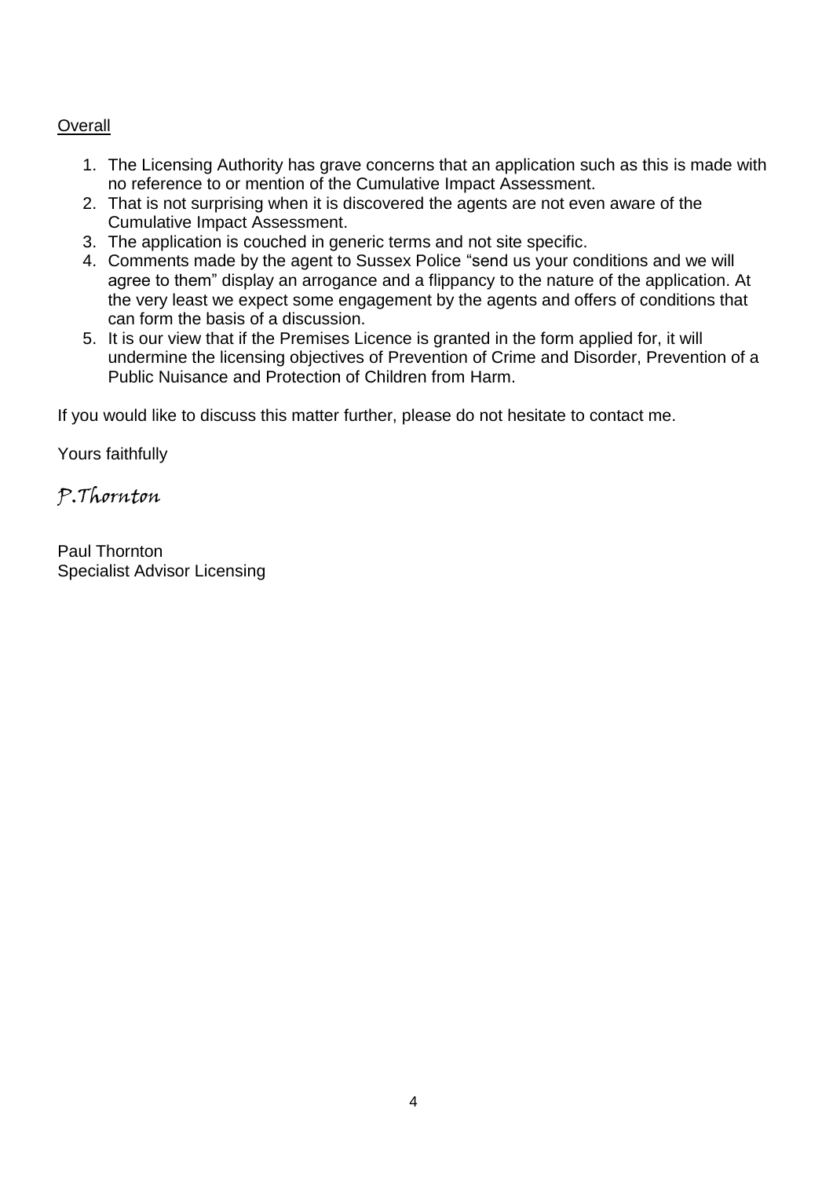Overall

1. The Licensing Authority has grave concerns that an application such as this is made with no reference to or mention of the Cumulative Impact Assessment.
2. That is not surprising when it is discovered the agents are not even aware of the Cumulative Impact Assessment.
3. The application is couched in generic terms and not site specific.
4. Comments made by the agent to Sussex Police "send us your conditions and we will agree to them" display an arrogance and a flippancy to the nature of the application. At the very least we expect some engagement by the agents and offers of conditions that can form the basis of a discussion.
5. It is our view that if the Premises Licence is granted in the form applied for, it will undermine the licensing objectives of Prevention of Crime and Disorder, Prevention of a Public Nuisance and Protection of Children from Harm.

If you would like to discuss this matter further, please do not hesitate to contact me.

Yours faithfully

*P.Thornton*

Paul Thornton
Specialist Advisor Licensing